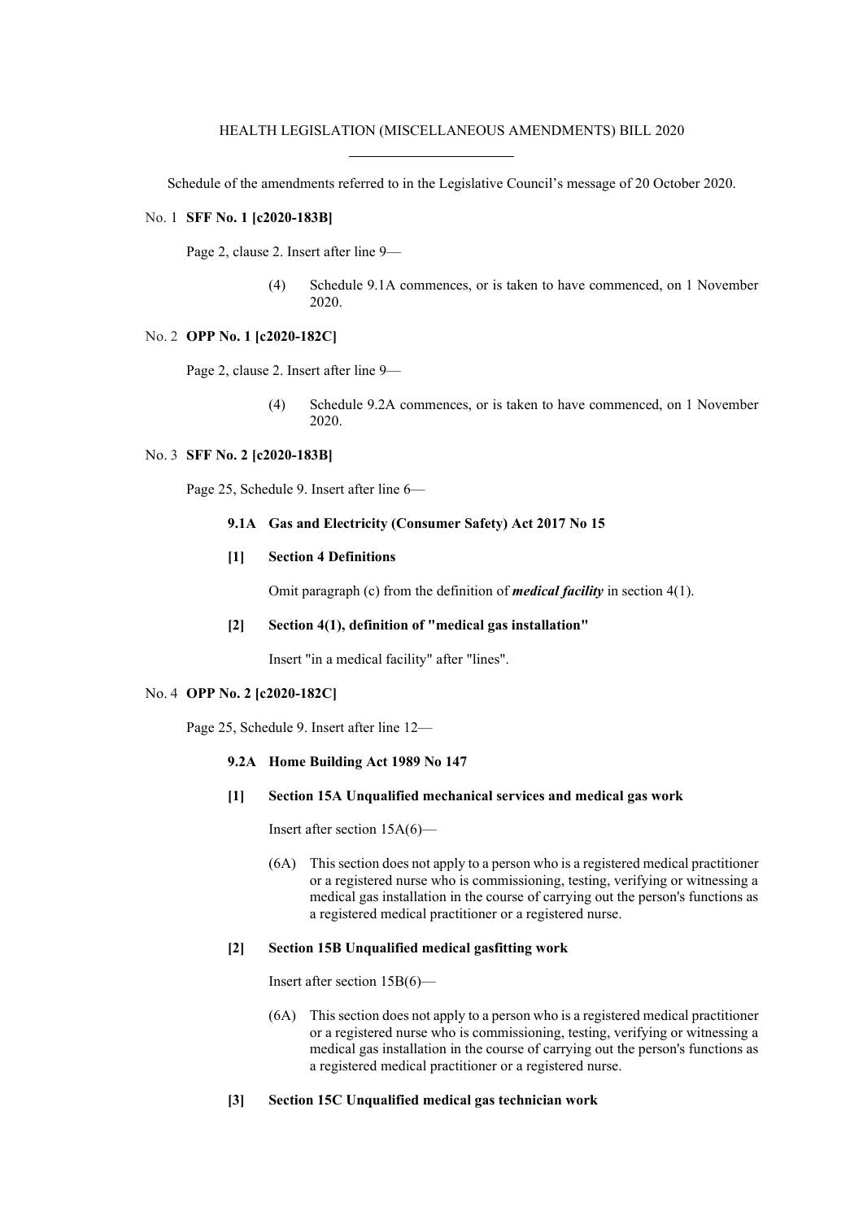HEALTH LEGISLATION (MISCELLANEOUS AMENDMENTS) BILL 2020

Schedule of the amendments referred to in the Legislative Council's message of 20 October 2020.

No. 1 **SFF No. 1 [c2020-183B]**

Page 2, clause 2. Insert after line 9—

(4) Schedule 9.1A commences, or is taken to have commenced, on 1 November 2020.

No. 2 **OPP No. 1 [c2020-182C]**

Page 2, clause 2. Insert after line 9—

(4) Schedule 9.2A commences, or is taken to have commenced, on 1 November 2020.

No. 3 **SFF No. 2 [c2020-183B]**

Page 25, Schedule 9. Insert after line 6—

**9.1A Gas and Electricity (Consumer Safety) Act 2017 No 15**

**[1] Section 4 Definitions**

Omit paragraph (c) from the definition of ***medical facility*** in section 4(1).

**[2] Section 4(1), definition of "medical gas installation"**

Insert "in a medical facility" after "lines".

No. 4 **OPP No. 2 [c2020-182C]**

Page 25, Schedule 9. Insert after line 12—

**9.2A Home Building Act 1989 No 147**

**[1] Section 15A Unqualified mechanical services and medical gas work**

Insert after section 15A(6)—

(6A) This section does not apply to a person who is a registered medical practitioner or a registered nurse who is commissioning, testing, verifying or witnessing a medical gas installation in the course of carrying out the person's functions as a registered medical practitioner or a registered nurse.

**[2] Section 15B Unqualified medical gasfitting work**

Insert after section 15B(6)—

(6A) This section does not apply to a person who is a registered medical practitioner or a registered nurse who is commissioning, testing, verifying or witnessing a medical gas installation in the course of carrying out the person's functions as a registered medical practitioner or a registered nurse.

**[3] Section 15C Unqualified medical gas technician work**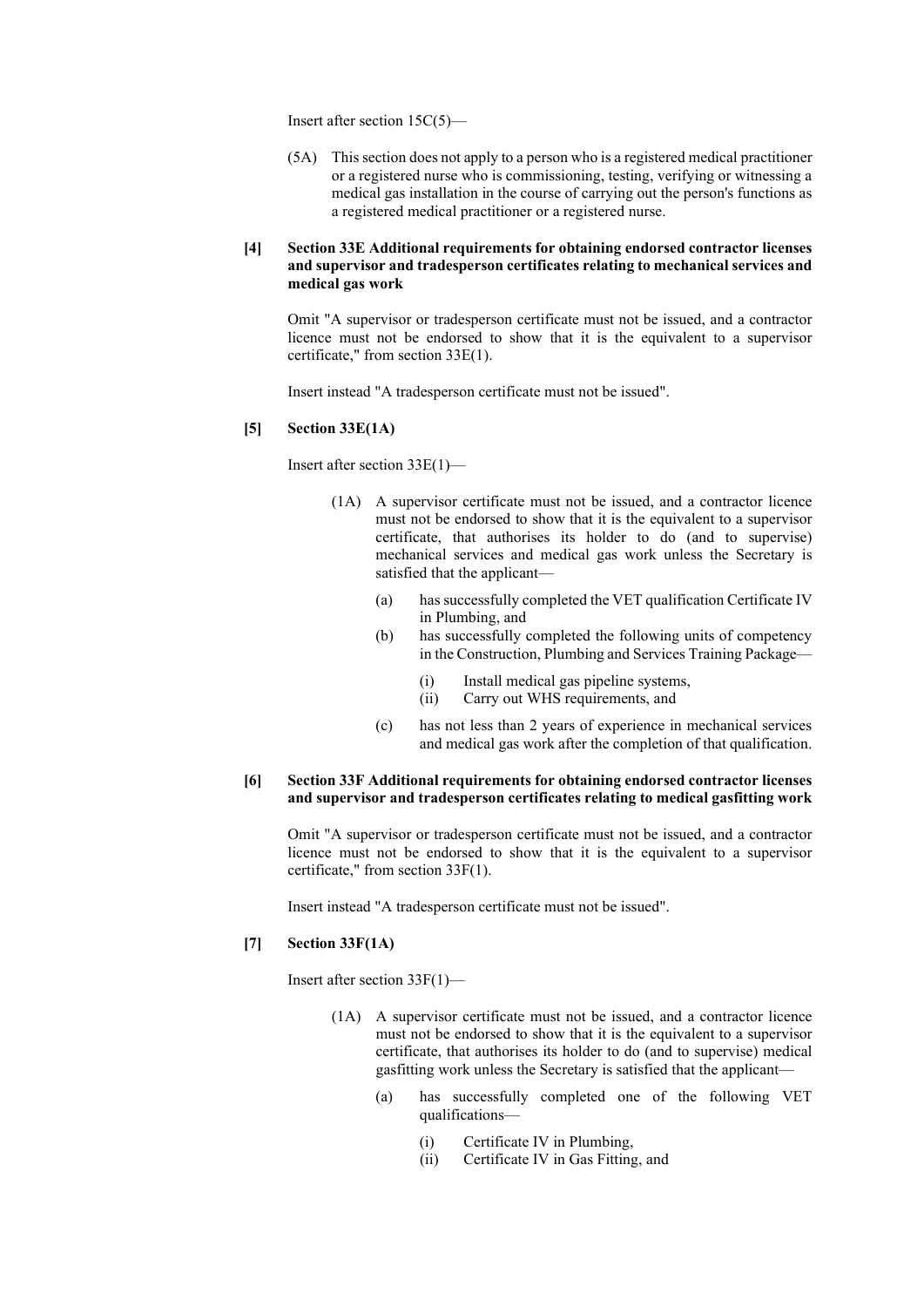Insert after section 15C(5)—

(5A) This section does not apply to a person who is a registered medical practitioner or a registered nurse who is commissioning, testing, verifying or witnessing a medical gas installation in the course of carrying out the person's functions as a registered medical practitioner or a registered nurse.

**[4] Section 33E Additional requirements for obtaining endorsed contractor licenses and supervisor and tradesperson certificates relating to mechanical services and medical gas work**

Omit "A supervisor or tradesperson certificate must not be issued, and a contractor licence must not be endorsed to show that it is the equivalent to a supervisor certificate," from section 33E(1).

Insert instead "A tradesperson certificate must not be issued".

**[5] Section 33E(1A)**

Insert after section 33E(1)—

(1A) A supervisor certificate must not be issued, and a contractor licence must not be endorsed to show that it is the equivalent to a supervisor certificate, that authorises its holder to do (and to supervise) mechanical services and medical gas work unless the Secretary is satisfied that the applicant—

(a) has successfully completed the VET qualification Certificate IV in Plumbing, and

(b) has successfully completed the following units of competency in the Construction, Plumbing and Services Training Package—

(i) Install medical gas pipeline systems,

(ii) Carry out WHS requirements, and

(c) has not less than 2 years of experience in mechanical services and medical gas work after the completion of that qualification.

**[6] Section 33F Additional requirements for obtaining endorsed contractor licenses and supervisor and tradesperson certificates relating to medical gasfitting work**

Omit "A supervisor or tradesperson certificate must not be issued, and a contractor licence must not be endorsed to show that it is the equivalent to a supervisor certificate," from section 33F(1).

Insert instead "A tradesperson certificate must not be issued".

**[7] Section 33F(1A)**

Insert after section 33F(1)—

(1A) A supervisor certificate must not be issued, and a contractor licence must not be endorsed to show that it is the equivalent to a supervisor certificate, that authorises its holder to do (and to supervise) medical gasfitting work unless the Secretary is satisfied that the applicant—

(a) has successfully completed one of the following VET qualifications—

(i) Certificate IV in Plumbing,

(ii) Certificate IV in Gas Fitting, and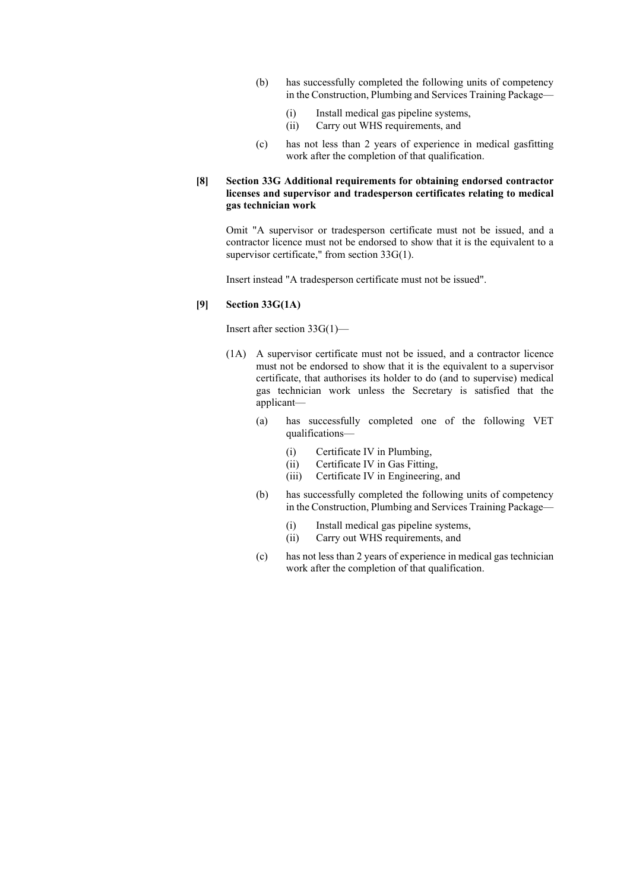(b) has successfully completed the following units of competency in the Construction, Plumbing and Services Training Package—

(i) Install medical gas pipeline systems,
(ii) Carry out WHS requirements, and

(c) has not less than 2 years of experience in medical gasfitting work after the completion of that qualification.

**[8] Section 33G Additional requirements for obtaining endorsed contractor licenses and supervisor and tradesperson certificates relating to medical gas technician work**

Omit "A supervisor or tradesperson certificate must not be issued, and a contractor licence must not be endorsed to show that it is the equivalent to a supervisor certificate," from section 33G(1).

Insert instead "A tradesperson certificate must not be issued".

**[9] Section 33G(1A)**

Insert after section 33G(1)—

(1A) A supervisor certificate must not be issued, and a contractor licence must not be endorsed to show that it is the equivalent to a supervisor certificate, that authorises its holder to do (and to supervise) medical gas technician work unless the Secretary is satisfied that the applicant—

(a) has successfully completed one of the following VET qualifications—

(i) Certificate IV in Plumbing,
(ii) Certificate IV in Gas Fitting,
(iii) Certificate IV in Engineering, and

(b) has successfully completed the following units of competency in the Construction, Plumbing and Services Training Package—

(i) Install medical gas pipeline systems,
(ii) Carry out WHS requirements, and

(c) has not less than 2 years of experience in medical gas technician work after the completion of that qualification.